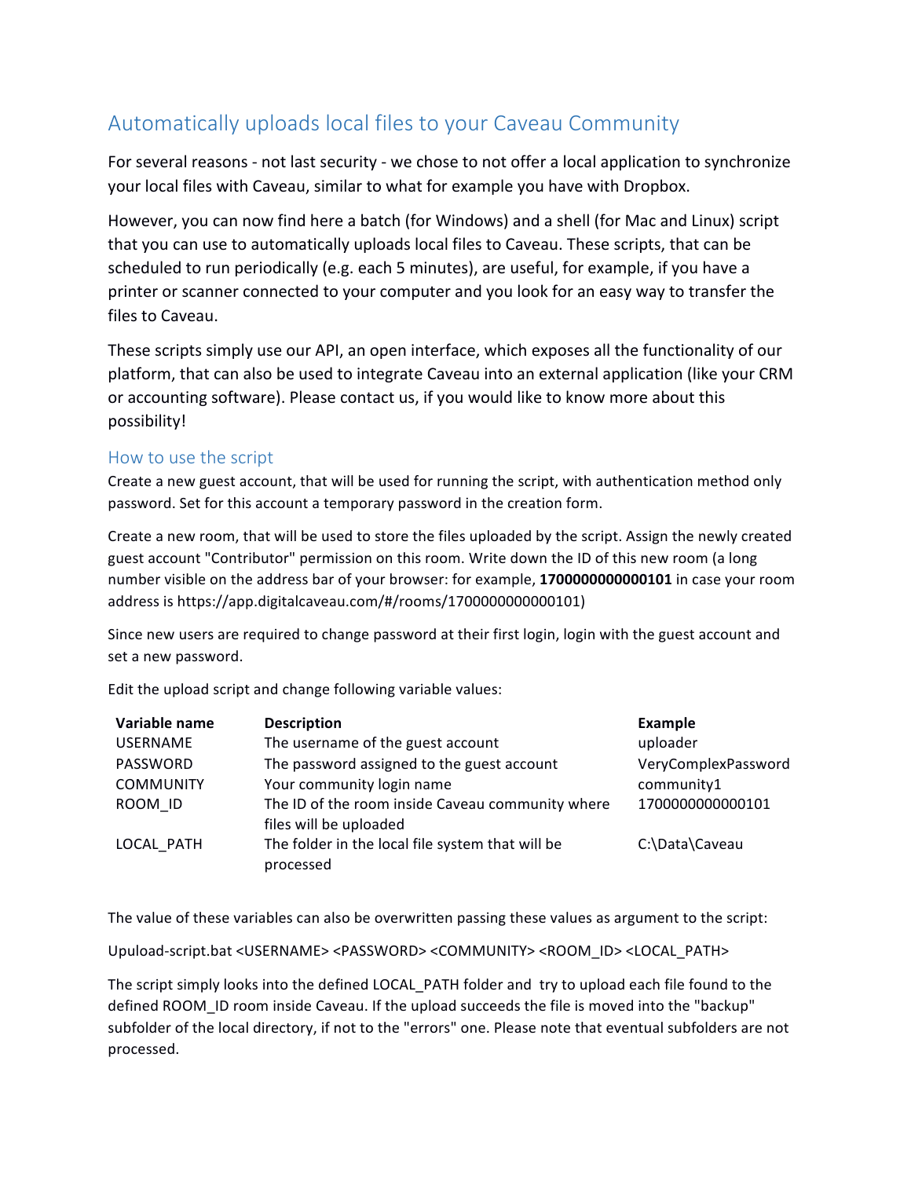# Automatically uploads local files to your Caveau Community

For several reasons - not last security - we chose to not offer a local application to synchronize your local files with Caveau, similar to what for example you have with Dropbox.

However, you can now find here a batch (for Windows) and a shell (for Mac and Linux) script that you can use to automatically uploads local files to Caveau. These scripts, that can be scheduled to run periodically (e.g. each 5 minutes), are useful, for example, if you have a printer or scanner connected to your computer and you look for an easy way to transfer the files to Caveau.

These scripts simply use our API, an open interface, which exposes all the functionality of our platform, that can also be used to integrate Caveau into an external application (like your CRM or accounting software). Please contact us, if you would like to know more about this possibility!

## How to use the script

Create a new guest account, that will be used for running the script, with authentication method only password. Set for this account a temporary password in the creation form.

Create a new room, that will be used to store the files uploaded by the script. Assign the newly created guest account "Contributor" permission on this room. Write down the ID of this new room (a long number visible on the address bar of your browser: for example, **1700000000000101** in case your room address is https://app.digitalcaveau.com/#/rooms/1700000000000101)

Since new users are required to change password at their first login, login with the guest account and set a new password.

Edit the upload script and change following variable values:

| Variable name | Description | Example |
| --- | --- | --- |
| USERNAME | The username of the guest account | uploader |
| PASSWORD | The password assigned to the guest account | VeryComplexPassword |
| COMMUNITY | Your community login name | community1 |
| ROOM_ID | The ID of the room inside Caveau community where files will be uploaded | 1700000000000101 |
| LOCAL_PATH | The folder in the local file system that will be processed | C:\Data\Caveau |

The value of these variables can also be overwritten passing these values as argument to the script:

Upuload-script.bat <USERNAME> <PASSWORD> <COMMUNITY> <ROOM_ID> <LOCAL_PATH>

The script simply looks into the defined LOCAL_PATH folder and try to upload each file found to the defined ROOM_ID room inside Caveau. If the upload succeeds the file is moved into the "backup" subfolder of the local directory, if not to the "errors" one. Please note that eventual subfolders are not processed.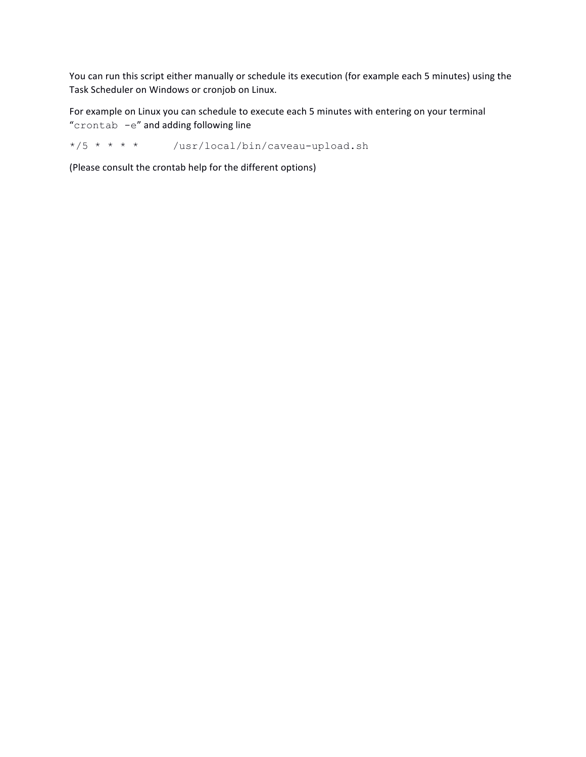You can run this script either manually or schedule its execution (for example each 5 minutes) using the Task Scheduler on Windows or cronjob on Linux.

For example on Linux you can schedule to execute each 5 minutes with entering on your terminal "`crontab -e`" and adding following line

```
*/5 * * * *      /usr/local/bin/caveau-upload.sh
```

(Please consult the crontab help for the different options)